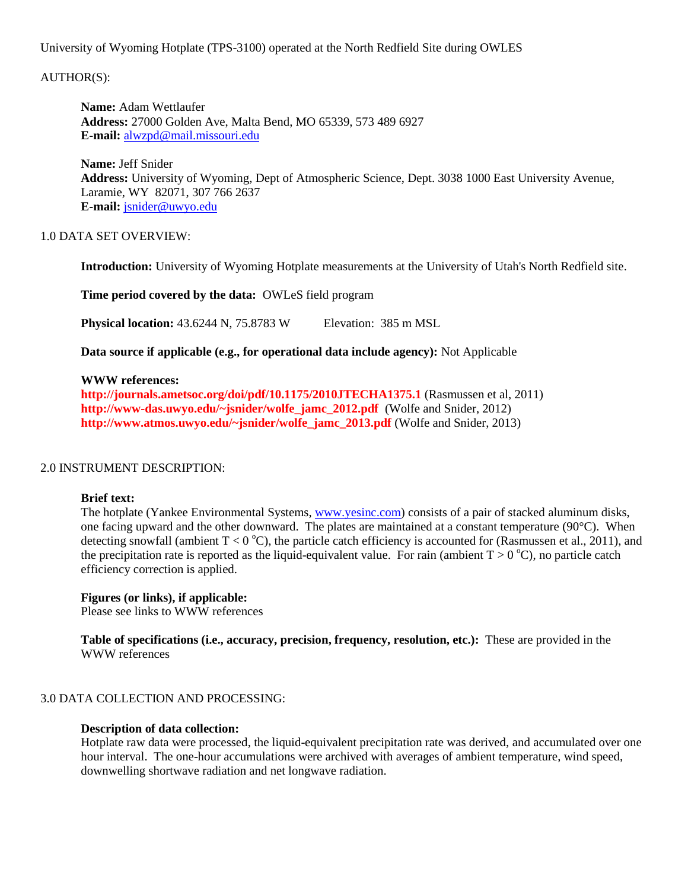University of Wyoming Hotplate (TPS-3100) operated at the North Redfield Site during OWLES

AUTHOR(S):

**Name:** Adam Wettlaufer
**Address:** 27000 Golden Ave, Malta Bend, MO 65339, 573 489 6927
**E-mail:** alwzpd@mail.missouri.edu

**Name:** Jeff Snider
**Address:** University of Wyoming, Dept of Atmospheric Science, Dept. 3038 1000 East University Avenue, Laramie, WY 82071, 307 766 2637
**E-mail:** jsnider@uwyo.edu

1.0 DATA SET OVERVIEW:

**Introduction:** University of Wyoming Hotplate measurements at the University of Utah's North Redfield site.

**Time period covered by the data:** OWLeS field program

**Physical location:** 43.6244 N, 75.8783 W Elevation: 385 m MSL

**Data source if applicable (e.g., for operational data include agency):** Not Applicable

**WWW references:**
**http://journals.ametsoc.org/doi/pdf/10.1175/2010JTECHA1375.1** (Rasmussen et al, 2011)
**http://www-das.uwyo.edu/~jsnider/wolfe_jamc_2012.pdf** (Wolfe and Snider, 2012)
**http://www.atmos.uwyo.edu/~jsnider/wolfe_jamc_2013.pdf** (Wolfe and Snider, 2013)

2.0 INSTRUMENT DESCRIPTION:

**Brief text:**
The hotplate (Yankee Environmental Systems, www.yesinc.com) consists of a pair of stacked aluminum disks, one facing upward and the other downward. The plates are maintained at a constant temperature (90°C). When detecting snowfall (ambient $T < 0$ °C), the particle catch efficiency is accounted for (Rasmussen et al., 2011), and the precipitation rate is reported as the liquid-equivalent value. For rain (ambient $T > 0$ °C), no particle catch efficiency correction is applied.

**Figures (or links), if applicable:**
Please see links to WWW references

**Table of specifications (i.e., accuracy, precision, frequency, resolution, etc.):** These are provided in the WWW references

3.0 DATA COLLECTION AND PROCESSING:

**Description of data collection:**
Hotplate raw data were processed, the liquid-equivalent precipitation rate was derived, and accumulated over one hour interval. The one-hour accumulations were archived with averages of ambient temperature, wind speed, downwelling shortwave radiation and net longwave radiation.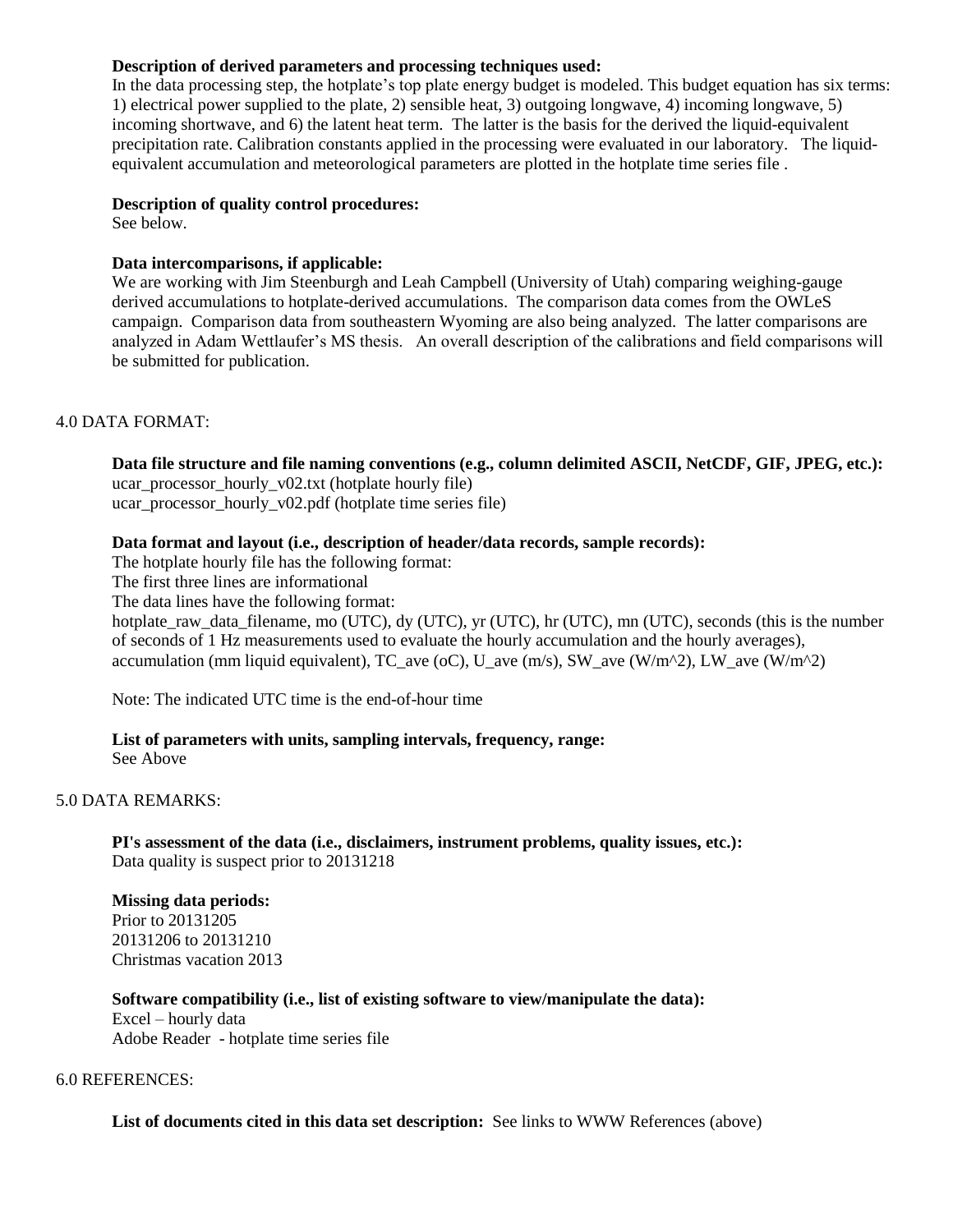**Description of derived parameters and processing techniques used:**
In the data processing step, the hotplate's top plate energy budget is modeled. This budget equation has six terms: 1) electrical power supplied to the plate, 2) sensible heat, 3) outgoing longwave, 4) incoming longwave, 5) incoming shortwave, and 6) the latent heat term. The latter is the basis for the derived the liquid-equivalent precipitation rate. Calibration constants applied in the processing were evaluated in our laboratory. The liquid-equivalent accumulation and meteorological parameters are plotted in the hotplate time series file .

**Description of quality control procedures:**
See below.

**Data intercomparisons, if applicable:**
We are working with Jim Steenburgh and Leah Campbell (University of Utah) comparing weighing-gauge derived accumulations to hotplate-derived accumulations. The comparison data comes from the OWLeS campaign. Comparison data from southeastern Wyoming are also being analyzed. The latter comparisons are analyzed in Adam Wettlaufer's MS thesis. An overall description of the calibrations and field comparisons will be submitted for publication.

## 4.0 DATA FORMAT:

**Data file structure and file naming conventions (e.g., column delimited ASCII, NetCDF, GIF, JPEG, etc.):**
ucar_processor_hourly_v02.txt (hotplate hourly file)
ucar_processor_hourly_v02.pdf (hotplate time series file)

**Data format and layout (i.e., description of header/data records, sample records):**
The hotplate hourly file has the following format:
The first three lines are informational
The data lines have the following format:
hotplate_raw_data_filename, mo (UTC), dy (UTC), yr (UTC), hr (UTC), mn (UTC), seconds (this is the number of seconds of 1 Hz measurements used to evaluate the hourly accumulation and the hourly averages), accumulation (mm liquid equivalent), TC_ave (oC), U_ave (m/s), SW_ave (W/m^2), LW_ave (W/m^2)

Note: The indicated UTC time is the end-of-hour time

**List of parameters with units, sampling intervals, frequency, range:**
See Above

## 5.0 DATA REMARKS:

**PI's assessment of the data (i.e., disclaimers, instrument problems, quality issues, etc.):**
Data quality is suspect prior to 20131218

**Missing data periods:**
Prior to 20131205
20131206 to 20131210
Christmas vacation 2013

**Software compatibility (i.e., list of existing software to view/manipulate the data):**
Excel – hourly data
Adobe Reader - hotplate time series file

## 6.0 REFERENCES:

**List of documents cited in this data set description:** See links to WWW References (above)